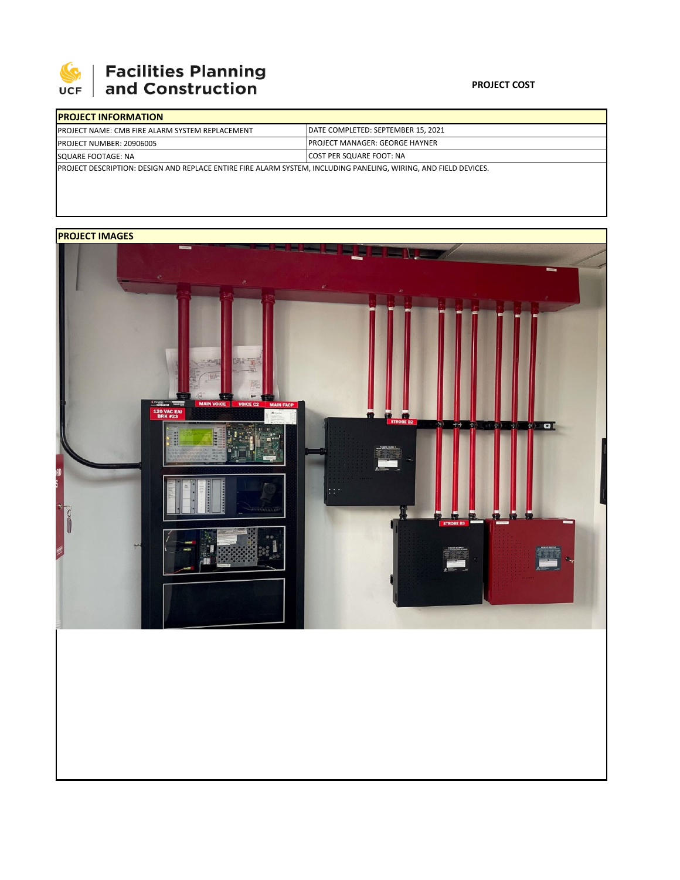# Facilities Planning and Construction

**PROJECT COST**

| **PROJECT INFORMATION** | |
|---|---|
| PROJECT NAME: CMB FIRE ALARM SYSTEM REPLACEMENT | DATE COMPLETED: SEPTEMBER 15, 2021 |
| PROJECT NUMBER: 20906005 | PROJECT MANAGER: GEORGE HAYNER |
| SQUARE FOOTAGE: NA | COST PER SQUARE FOOT: NA |
| PROJECT DESCRIPTION: DESIGN AND REPLACE ENTIRE FIRE ALARM SYSTEM, INCLUDING PANELING, WIRING, AND FIELD DEVICES. | |

**PROJECT IMAGES**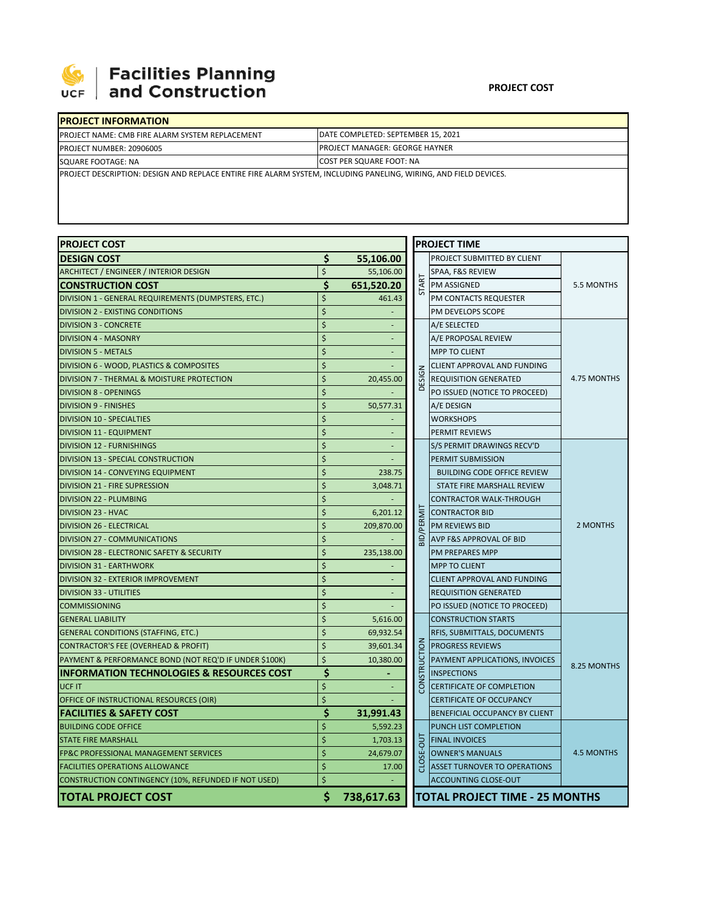**UCF Facilities Planning and Construction**

**PROJECT COST**

| PROJECT INFORMATION | |
|---|---|
| PROJECT NAME: CMB FIRE ALARM SYSTEM REPLACEMENT | DATE COMPLETED: SEPTEMBER 15, 2021 |
| PROJECT NUMBER: 20906005 | PROJECT MANAGER: GEORGE HAYNER |
| SQUARE FOOTAGE: NA | COST PER SQUARE FOOT: NA |
| PROJECT DESCRIPTION: DESIGN AND REPLACE ENTIRE FIRE ALARM SYSTEM, INCLUDING PANELING, WIRING, AND FIELD DEVICES. | |

| PROJECT COST | | |
|---|---|---|
| **DESIGN COST** | **$** | **55,106.00** |
| ARCHITECT / ENGINEER / INTERIOR DESIGN | $ | 55,106.00 |
| **CONSTRUCTION COST** | **$** | **651,520.20** |
| DIVISION 1 - GENERAL REQUIREMENTS (DUMPSTERS, ETC.) | $ | 461.43 |
| DIVISION 2 - EXISTING CONDITIONS | $ | - |
| DIVISION 3 - CONCRETE | $ | - |
| DIVISION 4 - MASONRY | $ | - |
| DIVISION 5 - METALS | $ | - |
| DIVISION 6 - WOOD, PLASTICS & COMPOSITES | $ | - |
| DIVISION 7 - THERMAL & MOISTURE PROTECTION | $ | 20,455.00 |
| DIVISION 8 - OPENINGS | $ | - |
| DIVISION 9 - FINISHES | $ | 50,577.31 |
| DIVISION 10 - SPECIALTIES | $ | - |
| DIVISION 11 - EQUIPMENT | $ | - |
| DIVISION 12 - FURNISHINGS | $ | - |
| DIVISION 13 - SPECIAL CONSTRUCTION | $ | - |
| DIVISION 14 - CONVEYING EQUIPMENT | $ | 238.75 |
| DIVISION 21 - FIRE SUPRESSION | $ | 3,048.71 |
| DIVISION 22 - PLUMBING | $ | - |
| DIVISION 23 - HVAC | $ | 6,201.12 |
| DIVISION 26 - ELECTRICAL | $ | 209,870.00 |
| DIVISION 27 - COMMUNICATIONS | $ | - |
| DIVISION 28 - ELECTRONIC SAFETY & SECURITY | $ | 235,138.00 |
| DIVISION 31 - EARTHWORK | $ | - |
| DIVISION 32 - EXTERIOR IMPROVEMENT | $ | - |
| DIVISION 33 - UTILITIES | $ | - |
| COMMISSIONING | $ | - |
| GENERAL LIABILITY | $ | 5,616.00 |
| GENERAL CONDITIONS (STAFFING, ETC.) | $ | 69,932.54 |
| CONTRACTOR'S FEE (OVERHEAD & PROFIT) | $ | 39,601.34 |
| PAYMENT & PERFORMANCE BOND (NOT REQ'D IF UNDER $100K) | $ | 10,380.00 |
| **INFORMATION TECHNOLOGIES & RESOURCES COST** | **$** | **-** |
| UCF IT | $ | - |
| OFFICE OF INSTRUCTIONAL RESOURCES (OIR) | $ | - |
| **FACILITIES & SAFETY COST** | **$** | **31,991.43** |
| BUILDING CODE OFFICE | $ | 5,592.23 |
| STATE FIRE MARSHALL | $ | 1,703.13 |
| FP&C PROFESSIONAL MANAGEMENT SERVICES | $ | 24,679.07 |
| FACILITIES OPERATIONS ALLOWANCE | $ | 17.00 |
| CONSTRUCTION CONTINGENCY (10%, REFUNDED IF NOT USED) | $ | - |
| **TOTAL PROJECT COST** | **$** | **738,617.63** |

| PROJECT TIME | | |
|---|---|---|
| START | PROJECT SUBMITTED BY CLIENT | 5.5 MONTHS |
| | SPAA, F&S REVIEW | |
| | PM ASSIGNED | |
| | PM CONTACTS REQUESTER | |
| | PM DEVELOPS SCOPE | |
| DESIGN | A/E SELECTED | 4.75 MONTHS |
| | A/E PROPOSAL REVIEW | |
| | MPP TO CLIENT | |
| | CLIENT APPROVAL AND FUNDING | |
| | REQUISITION GENERATED | |
| | PO ISSUED (NOTICE TO PROCEED) | |
| | A/E DESIGN | |
| | WORKSHOPS | |
| | PERMIT REVIEWS | |
| BID/PERMIT | S/S PERMIT DRAWINGS RECV'D | 2 MONTHS |
| | PERMIT SUBMISSION | |
| | BUILDING CODE OFFICE REVIEW | |
| | STATE FIRE MARSHALL REVIEW | |
| | CONTRACTOR WALK-THROUGH | |
| | CONTRACTOR BID | |
| | PM REVIEWS BID | |
| | AVP F&S APPROVAL OF BID | |
| | PM PREPARES MPP | |
| | MPP TO CLIENT | |
| | CLIENT APPROVAL AND FUNDING | |
| | REQUISITION GENERATED | |
| | PO ISSUED (NOTICE TO PROCEED) | |
| CONSTRUCTION | CONSTRUCTION STARTS | 8.25 MONTHS |
| | RFIS, SUBMITTALS, DOCUMENTS | |
| | PROGRESS REVIEWS | |
| | PAYMENT APPLICATIONS, INVOICES | |
| | INSPECTIONS | |
| | CERTIFICATE OF COMPLETION | |
| | CERTIFICATE OF OCCUPANCY | |
| | BENEFICIAL OCCUPANCY BY CLIENT | |
| CLOSE-OUT | PUNCH LIST COMPLETION | 4.5 MONTHS |
| | FINAL INVOICES | |
| | OWNER'S MANUALS | |
| | ASSET TURNOVER TO OPERATIONS | |
| | ACCOUNTING CLOSE-OUT | |
| **TOTAL PROJECT TIME - 25 MONTHS** | | |